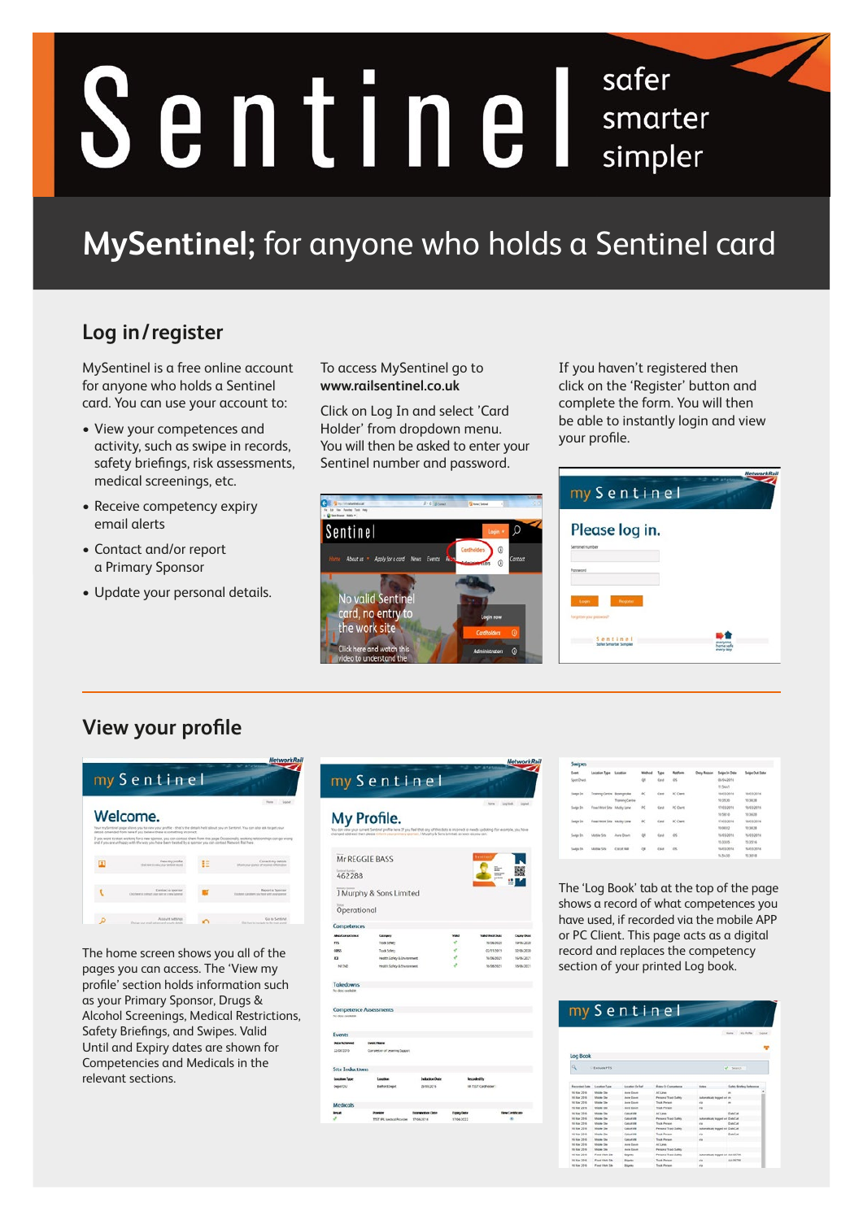# Sentinel

safer
smarter
simpler

## MySentinel; for anyone who holds a Sentinel card

### Log in / register

MySentinel is a free online account for anyone who holds a Sentinel card. You can use your account to:

- View your competences and activity, such as swipe in records, safety briefings, risk assessments, medical screenings, etc.
- Receive competency expiry email alerts
- Contact and/or report a Primary Sponsor
- Update your personal details.

To access MySentinel go to **www.railsentinel.co.uk**

Click on Log In and select 'Card Holder' from dropdown menu. You will then be asked to enter your Sentinel number and password.

If you haven't registered then click on the 'Register' button and complete the form. You will then be able to instantly login and view your profile.

### View your profile

The home screen shows you all of the pages you can access. The 'View my profile' section holds information such as your Primary Sponsor, Drugs & Alcohol Screenings, Medical Restrictions, Safety Briefings, and Swipes. Valid Until and Expiry dates are shown for Competencies and Medicals in the relevant sections.

The 'Log Book' tab at the top of the page shows a record of what competences you have used, if recorded via the mobile APP or PC Client. This page acts as a digital record and replaces the competency section of your printed Log book.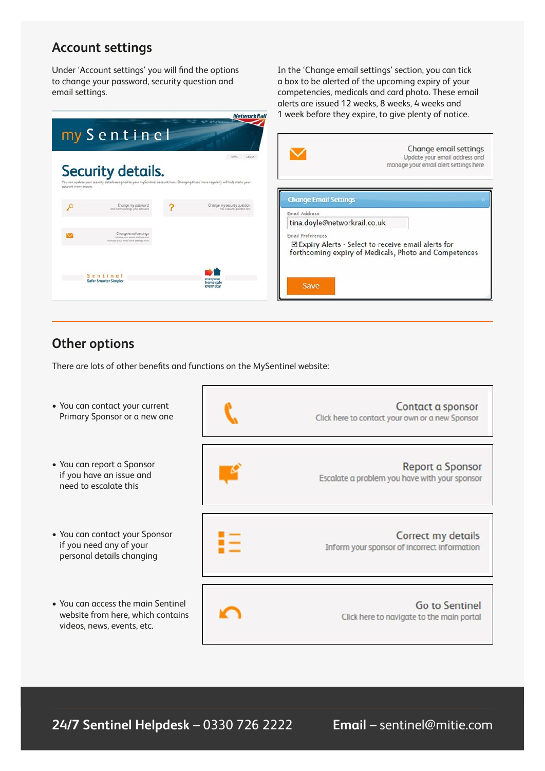## Account settings

Under 'Account settings' you will find the options to change your password, security question and email settings.

In the 'Change email settings' section, you can tick a box to be alerted of the upcoming expiry of your competencies, medicals and card photo. These email alerts are issued 12 weeks, 8 weeks, 4 weeks and 1 week before they expire, to give plenty of notice.

Change email settings
Update your email address and manage your email alert settings here

Change Email Settings

Email Address
tina.doyle@networkrail.co.uk

Email Preferences
☑ Expiry Alerts - Select to receive email alerts for forthcoming expiry of Medicals, Photo and Competences

Save

## Other options

There are lots of other benefits and functions on the MySentinel website:

- You can contact your current Primary Sponsor or a new one

  **Contact a sponsor**
  Click here to contact your own or a new Sponsor

- You can report a Sponsor if you have an issue and need to escalate this

  **Report a Sponsor**
  Escalate a problem you have with your sponsor

- You can contact your Sponsor if you need any of your personal details changing

  **Correct my details**
  Inform your sponsor of incorrect information

- You can access the main Sentinel website from here, which contains videos, news, events, etc.

  **Go to Sentinel**
  Click here to navigate to the main portal

**24/7 Sentinel Helpdesk** – 0330 726 2222 **Email** – sentinel@mitie.com